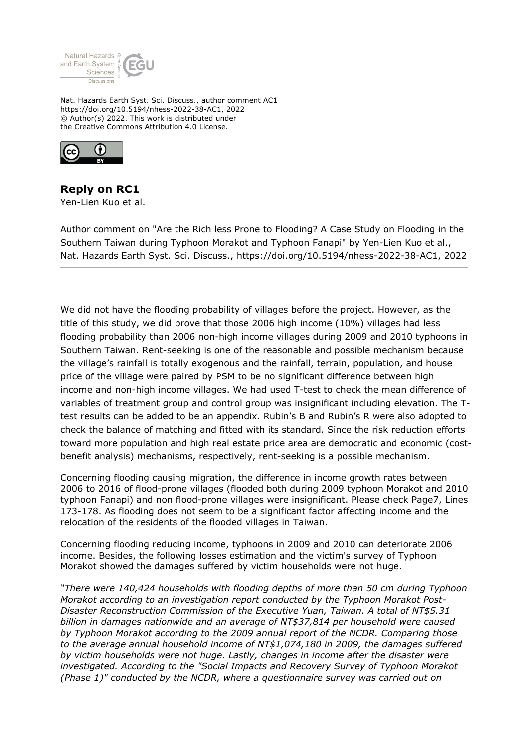Nat. Hazards Earth Syst. Sci. Discuss., author comment AC1
https://doi.org/10.5194/nhess-2022-38-AC1, 2022
© Author(s) 2022. This work is distributed under
the Creative Commons Attribution 4.0 License.

## Reply on RC1

Yen-Lien Kuo et al.

Author comment on "Are the Rich less Prone to Flooding? A Case Study on Flooding in the Southern Taiwan during Typhoon Morakot and Typhoon Fanapi" by Yen-Lien Kuo et al., Nat. Hazards Earth Syst. Sci. Discuss., https://doi.org/10.5194/nhess-2022-38-AC1, 2022

We did not have the flooding probability of villages before the project. However, as the title of this study, we did prove that those 2006 high income (10%) villages had less flooding probability than 2006 non-high income villages during 2009 and 2010 typhoons in Southern Taiwan. Rent-seeking is one of the reasonable and possible mechanism because the village's rainfall is totally exogenous and the rainfall, terrain, population, and house price of the village were paired by PSM to be no significant difference between high income and non-high income villages. We had used T-test to check the mean difference of variables of treatment group and control group was insignificant including elevation. The T-test results can be added to be an appendix. Rubin's B and Rubin's R were also adopted to check the balance of matching and fitted with its standard. Since the risk reduction efforts toward more population and high real estate price area are democratic and economic (cost-benefit analysis) mechanisms, respectively, rent-seeking is a possible mechanism.

Concerning flooding causing migration, the difference in income growth rates between 2006 to 2016 of flood-prone villages (flooded both during 2009 typhoon Morakot and 2010 typhoon Fanapi) and non flood-prone villages were insignificant. Please check Page7, Lines 173-178. As flooding does not seem to be a significant factor affecting income and the relocation of the residents of the flooded villages in Taiwan.

Concerning flooding reducing income, typhoons in 2009 and 2010 can deteriorate 2006 income. Besides, the following losses estimation and the victim's survey of Typhoon Morakot showed the damages suffered by victim households were not huge.

*"There were 140,424 households with flooding depths of more than 50 cm during Typhoon Morakot according to an investigation report conducted by the Typhoon Morakot Post-Disaster Reconstruction Commission of the Executive Yuan, Taiwan. A total of NT$5.31 billion in damages nationwide and an average of NT$37,814 per household were caused by Typhoon Morakot according to the 2009 annual report of the NCDR. Comparing those to the average annual household income of NT$1,074,180 in 2009, the damages suffered by victim households were not huge. Lastly, changes in income after the disaster were investigated. According to the "Social Impacts and Recovery Survey of Typhoon Morakot (Phase 1)" conducted by the NCDR, where a questionnaire survey was carried out on*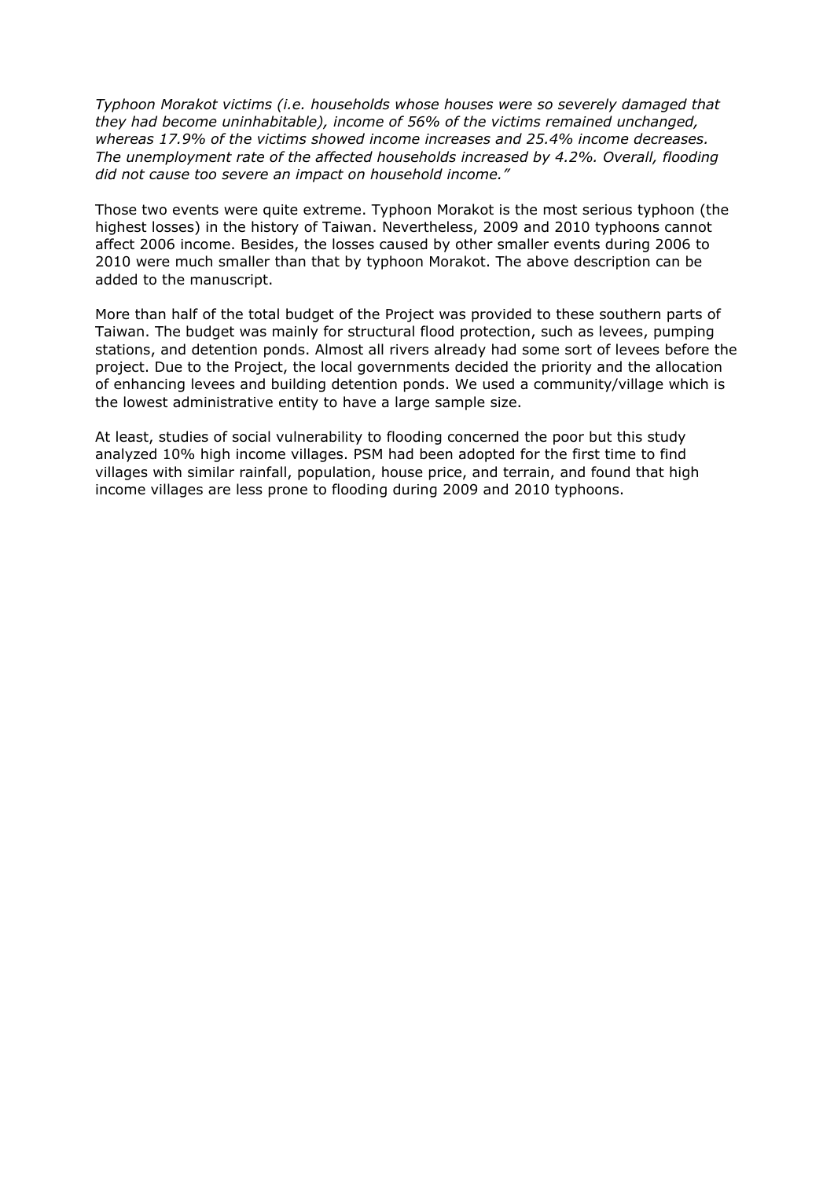*Typhoon Morakot victims (i.e. households whose houses were so severely damaged that they had become uninhabitable), income of 56% of the victims remained unchanged, whereas 17.9% of the victims showed income increases and 25.4% income decreases. The unemployment rate of the affected households increased by 4.2%. Overall, flooding did not cause too severe an impact on household income."*

Those two events were quite extreme. Typhoon Morakot is the most serious typhoon (the highest losses) in the history of Taiwan. Nevertheless, 2009 and 2010 typhoons cannot affect 2006 income. Besides, the losses caused by other smaller events during 2006 to 2010 were much smaller than that by typhoon Morakot. The above description can be added to the manuscript.

More than half of the total budget of the Project was provided to these southern parts of Taiwan. The budget was mainly for structural flood protection, such as levees, pumping stations, and detention ponds. Almost all rivers already had some sort of levees before the project. Due to the Project, the local governments decided the priority and the allocation of enhancing levees and building detention ponds. We used a community/village which is the lowest administrative entity to have a large sample size.

At least, studies of social vulnerability to flooding concerned the poor but this study analyzed 10% high income villages. PSM had been adopted for the first time to find villages with similar rainfall, population, house price, and terrain, and found that high income villages are less prone to flooding during 2009 and 2010 typhoons.